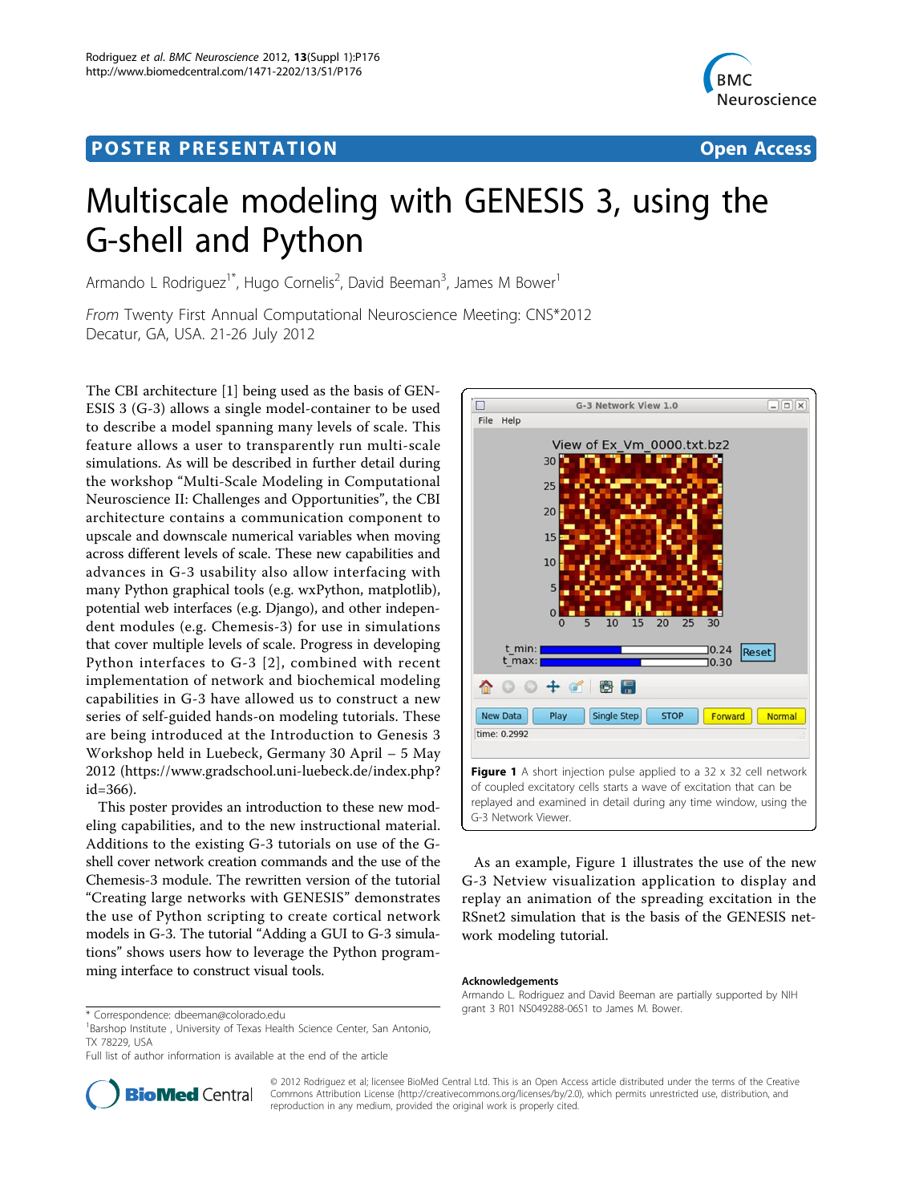POSTER PRESENTATION — Open Access

# Multiscale modeling with GENESIS 3, using the G-shell and Python

Armando L Rodriguez[1*], Hugo Cornelis[2], David Beeman[3], James M Bower[1]

*From* Twenty First Annual Computational Neuroscience Meeting: CNS*2012
Decatur, GA, USA. 21-26 July 2012

The CBI architecture [1] being used as the basis of GENESIS 3 (G-3) allows a single model-container to be used to describe a model spanning many levels of scale. This feature allows a user to transparently run multi-scale simulations. As will be described in further detail during the workshop "Multi-Scale Modeling in Computational Neuroscience II: Challenges and Opportunities", the CBI architecture contains a communication component to upscale and downscale numerical variables when moving across different levels of scale. These new capabilities and advances in G-3 usability also allow interfacing with many Python graphical tools (e.g. wxPython, matplotlib), potential web interfaces (e.g. Django), and other independent modules (e.g. Chemesis-3) for use in simulations that cover multiple levels of scale. Progress in developing Python interfaces to G-3 [2], combined with recent implementation of network and biochemical modeling capabilities in G-3 have allowed us to construct a new series of self-guided hands-on modeling tutorials. These are being introduced at the Introduction to Genesis 3 Workshop held in Luebeck, Germany 30 April – 5 May 2012 (https://www.gradschool.uni-luebeck.de/index.php?id=366).

This poster provides an introduction to these new modeling capabilities, and to the new instructional material. Additions to the existing G-3 tutorials on use of the G-shell cover network creation commands and the use of the Chemesis-3 module. The rewritten version of the tutorial "Creating large networks with GENESIS" demonstrates the use of Python scripting to create cortical network models in G-3. The tutorial "Adding a GUI to G-3 simulations" shows users how to leverage the Python programming interface to construct visual tools.

**Figure 1** A short injection pulse applied to a 32 x 32 cell network of coupled excitatory cells starts a wave of excitation that can be replayed and examined in detail during any time window, using the G-3 Network Viewer.

As an example, Figure 1 illustrates the use of the new G-3 Netview visualization application to display and replay an animation of the spreading excitation in the RSnet2 simulation that is the basis of the GENESIS network modeling tutorial.

### Acknowledgements

Armando L. Rodriguez and David Beeman are partially supported by NIH grant 3 R01 NS049288-06S1 to James M. Bower.

\* Correspondence: dbeeman@colorado.edu

[1]Barshop Institute , University of Texas Health Science Center, San Antonio, TX 78229, USA

Full list of author information is available at the end of the article

© 2012 Rodriguez et al; licensee BioMed Central Ltd. This is an Open Access article distributed under the terms of the Creative Commons Attribution License (http://creativecommons.org/licenses/by/2.0), which permits unrestricted use, distribution, and reproduction in any medium, provided the original work is properly cited.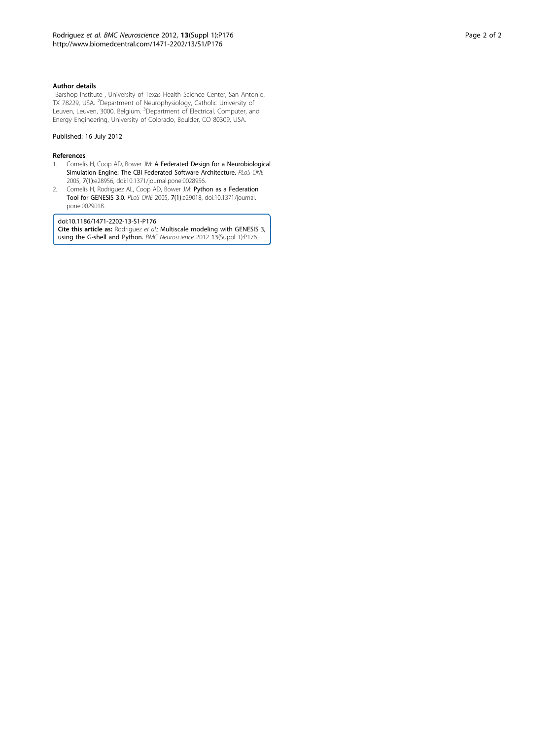#### Author details

[1]Barshop Institute , University of Texas Health Science Center, San Antonio, TX 78229, USA. [2]Department of Neurophysiology, Catholic University of Leuven, Leuven, 3000, Belgium. [3]Department of Electrical, Computer, and Energy Engineering, University of Colorado, Boulder, CO 80309, USA.

Published: 16 July 2012

#### References

1. Cornelis H, Coop AD, Bower JM: **A Federated Design for a Neurobiological Simulation Engine: The CBI Federated Software Architecture.** *PLoS ONE* 2005, **7(1)**:e28956, doi:10.1371/journal.pone.0028956.
2. Cornelis H, Rodriguez AL, Coop AD, Bower JM: **Python as a Federation Tool for GENESIS 3.0.** *PLoS ONE* 2005, **7(1)**:e29018, doi:10.1371/journal.pone.0029018.

doi:10.1186/1471-2202-13-S1-P176
**Cite this article as:** Rodriguez *et al.*: **Multiscale modeling with GENESIS 3, using the G-shell and Python.** *BMC Neuroscience* 2012 **13**(Suppl 1):P176.